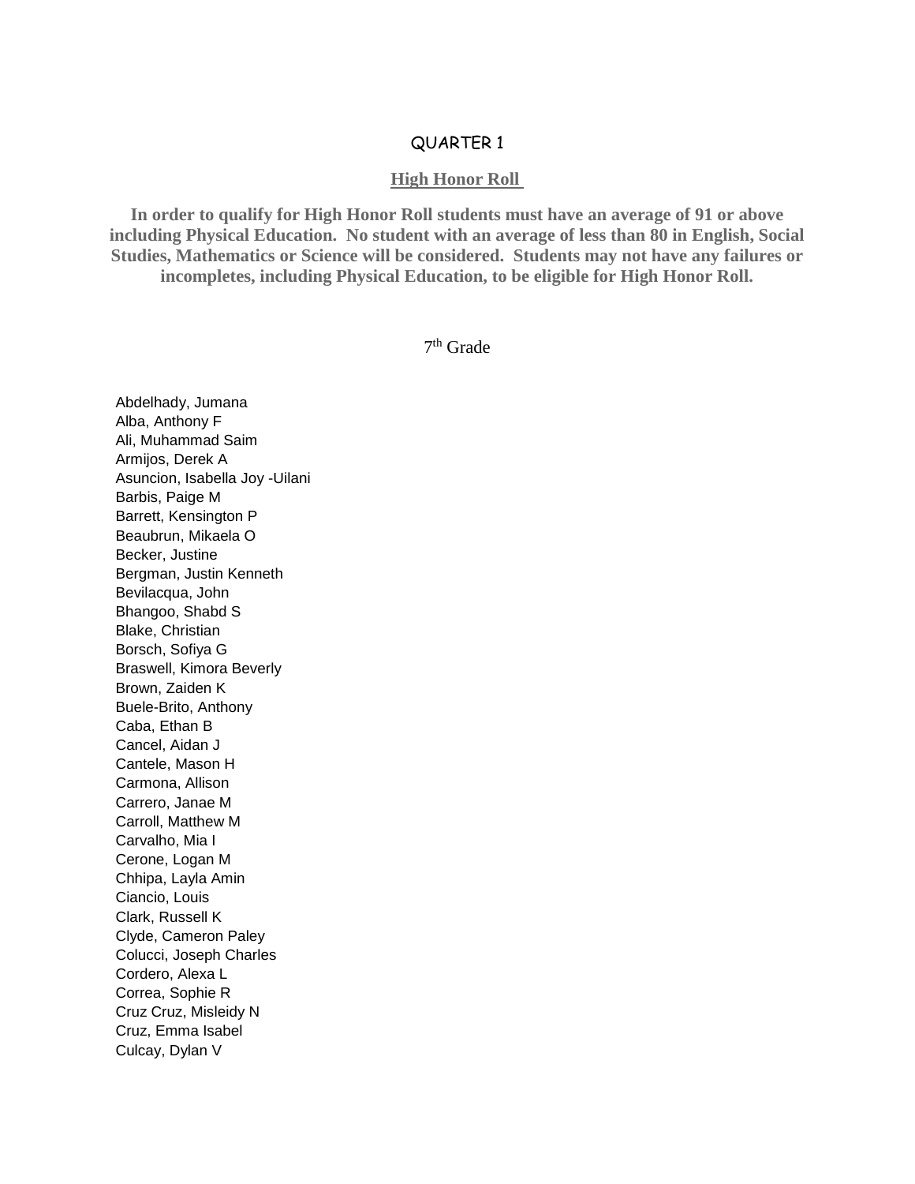# QUARTER 1

## High Honor Roll

**In order to qualify for High Honor Roll students must have an average of 91 or above including Physical Education. No student with an average of less than 80 in English, Social Studies, Mathematics or Science will be considered. Students may not have any failures or incompletes, including Physical Education, to be eligible for High Honor Roll.**

### 7th Grade

Abdelhady, Jumana
Alba, Anthony F
Ali, Muhammad Saim
Armijos, Derek A
Asuncion, Isabella Joy -Uilani
Barbis, Paige M
Barrett, Kensington P
Beaubrun, Mikaela O
Becker, Justine
Bergman, Justin Kenneth
Bevilacqua, John
Bhangoo, Shabd S
Blake, Christian
Borsch, Sofiya G
Braswell, Kimora Beverly
Brown, Zaiden K
Buele-Brito, Anthony
Caba, Ethan B
Cancel, Aidan J
Cantele, Mason H
Carmona, Allison
Carrero, Janae M
Carroll, Matthew M
Carvalho, Mia I
Cerone, Logan M
Chhipa, Layla Amin
Ciancio, Louis
Clark, Russell K
Clyde, Cameron Paley
Colucci, Joseph Charles
Cordero, Alexa L
Correa, Sophie R
Cruz Cruz, Misleidy N
Cruz, Emma Isabel
Culcay, Dylan V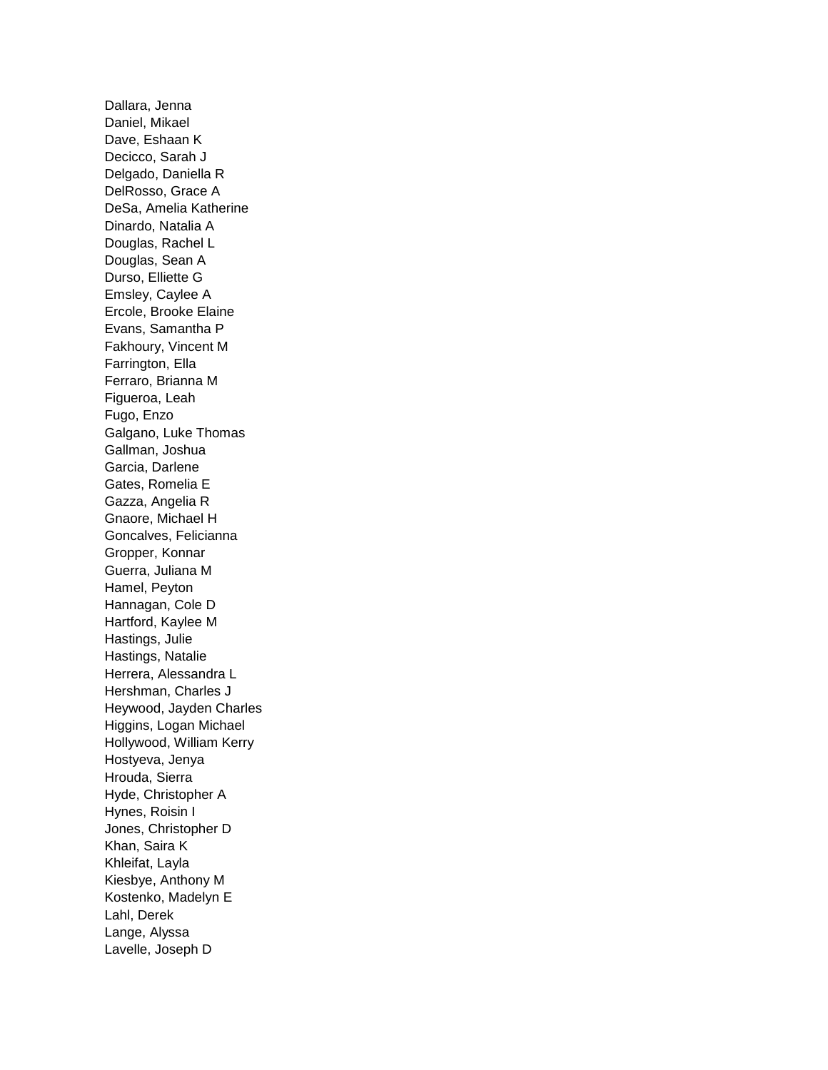Dallara, Jenna
Daniel, Mikael
Dave, Eshaan K
Decicco, Sarah J
Delgado, Daniella R
DelRosso, Grace A
DeSa, Amelia Katherine
Dinardo, Natalia A
Douglas, Rachel L
Douglas, Sean A
Durso, Elliette G
Emsley, Caylee A
Ercole, Brooke Elaine
Evans, Samantha P
Fakhoury, Vincent M
Farrington, Ella
Ferraro, Brianna M
Figueroa, Leah
Fugo, Enzo
Galgano, Luke Thomas
Gallman, Joshua
Garcia, Darlene
Gates, Romelia E
Gazza, Angelia R
Gnaore, Michael H
Goncalves, Felicianna
Gropper, Konnar
Guerra, Juliana M
Hamel, Peyton
Hannagan, Cole D
Hartford, Kaylee M
Hastings, Julie
Hastings, Natalie
Herrera, Alessandra L
Hershman, Charles J
Heywood, Jayden Charles
Higgins, Logan Michael
Hollywood, William Kerry
Hostyeva, Jenya
Hrouda, Sierra
Hyde, Christopher A
Hynes, Roisin I
Jones, Christopher D
Khan, Saira K
Khleifat, Layla
Kiesbye, Anthony M
Kostenko, Madelyn E
Lahl, Derek
Lange, Alyssa
Lavelle, Joseph D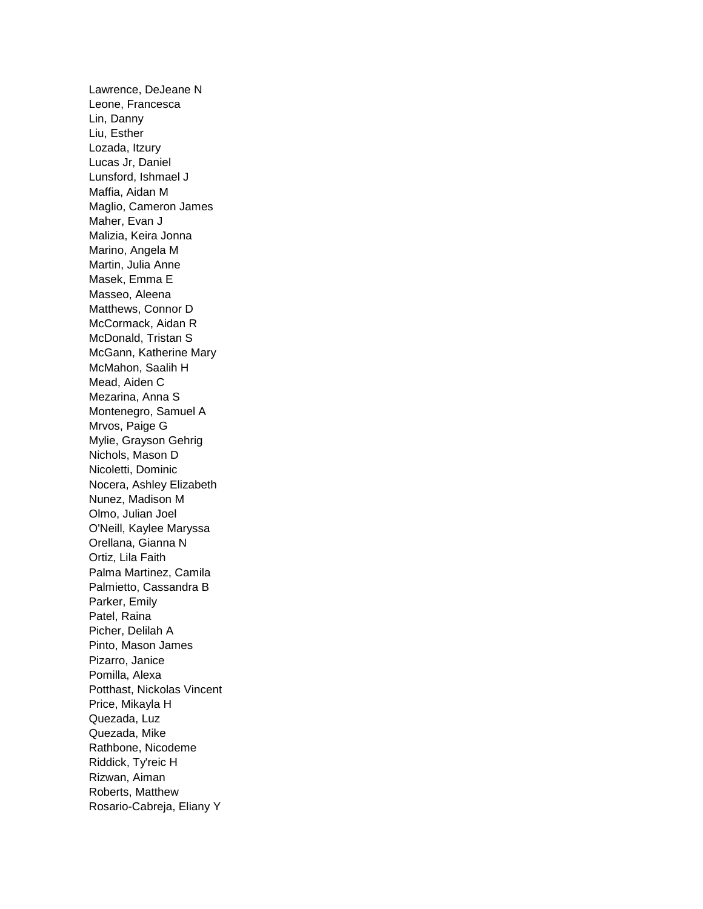Lawrence, DeJeane N
Leone, Francesca
Lin, Danny
Liu, Esther
Lozada, Itzury
Lucas Jr, Daniel
Lunsford, Ishmael J
Maffia, Aidan M
Maglio, Cameron James
Maher, Evan J
Malizia, Keira Jonna
Marino, Angela M
Martin, Julia Anne
Masek, Emma E
Masseo, Aleena
Matthews, Connor D
McCormack, Aidan R
McDonald, Tristan S
McGann, Katherine Mary
McMahon, Saalih H
Mead, Aiden C
Mezarina, Anna S
Montenegro, Samuel A
Mrvos, Paige G
Mylie, Grayson Gehrig
Nichols, Mason D
Nicoletti, Dominic
Nocera, Ashley Elizabeth
Nunez, Madison M
Olmo, Julian Joel
O'Neill, Kaylee Maryssa
Orellana, Gianna N
Ortiz, Lila Faith
Palma Martinez, Camila
Palmietto, Cassandra B
Parker, Emily
Patel, Raina
Picher, Delilah A
Pinto, Mason James
Pizarro, Janice
Pomilla, Alexa
Potthast, Nickolas Vincent
Price, Mikayla H
Quezada, Luz
Quezada, Mike
Rathbone, Nicodeme
Riddick, Ty'reic H
Rizwan, Aiman
Roberts, Matthew
Rosario-Cabreja, Eliany Y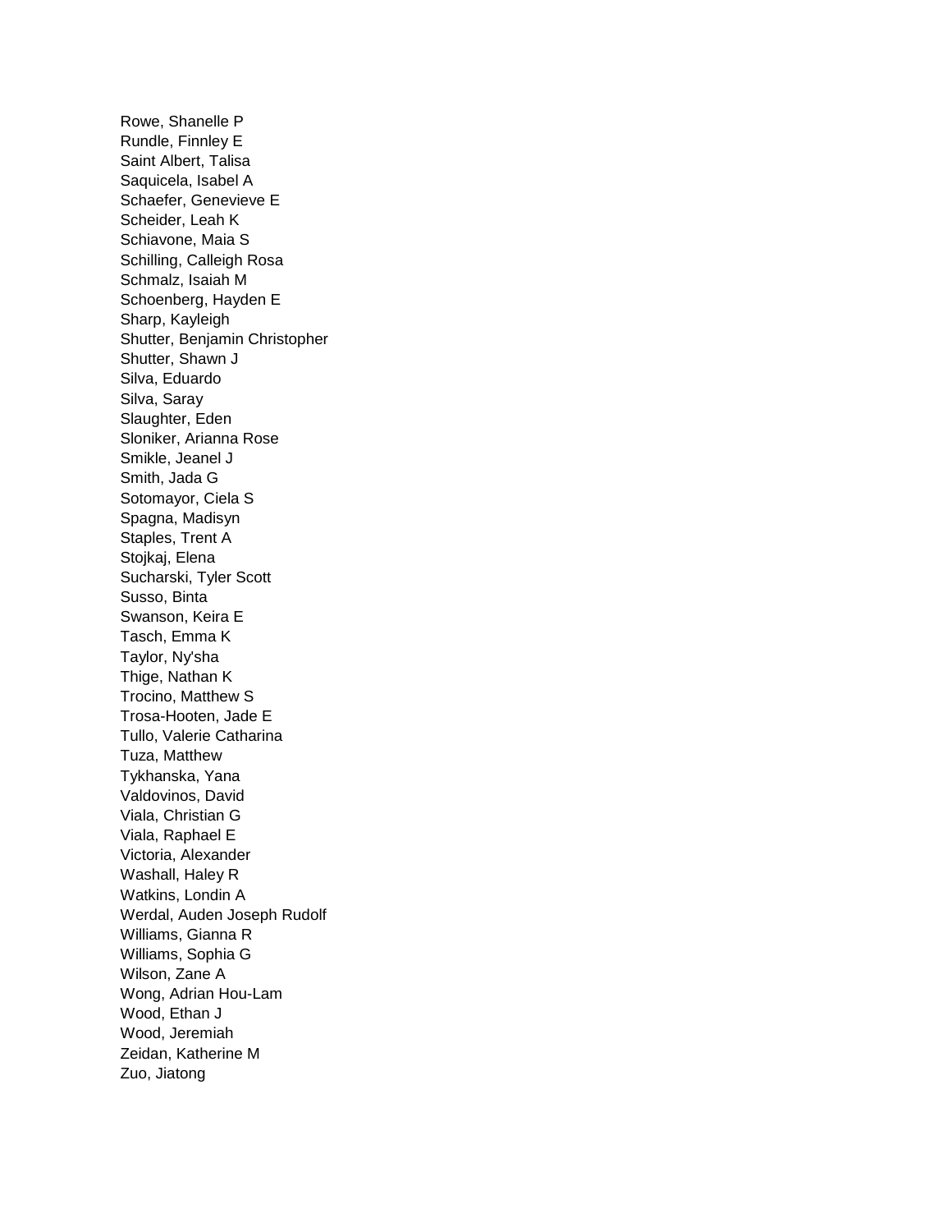Rowe, Shanelle P
Rundle, Finnley E
Saint Albert, Talisa
Saquicela, Isabel A
Schaefer, Genevieve E
Scheider, Leah K
Schiavone, Maia S
Schilling, Calleigh Rosa
Schmalz, Isaiah M
Schoenberg, Hayden E
Sharp, Kayleigh
Shutter, Benjamin Christopher
Shutter, Shawn J
Silva, Eduardo
Silva, Saray
Slaughter, Eden
Sloniker, Arianna Rose
Smikle, Jeanel J
Smith, Jada G
Sotomayor, Ciela S
Spagna, Madisyn
Staples, Trent A
Stojkaj, Elena
Sucharski, Tyler Scott
Susso, Binta
Swanson, Keira E
Tasch, Emma K
Taylor, Ny'sha
Thige, Nathan K
Trocino, Matthew S
Trosa-Hooten, Jade E
Tullo, Valerie Catharina
Tuza, Matthew
Tykhanska, Yana
Valdovinos, David
Viala, Christian G
Viala, Raphael E
Victoria, Alexander
Washall, Haley R
Watkins, Londin A
Werdal, Auden Joseph Rudolf
Williams, Gianna R
Williams, Sophia G
Wilson, Zane A
Wong, Adrian Hou-Lam
Wood, Ethan J
Wood, Jeremiah
Zeidan, Katherine M
Zuo, Jiatong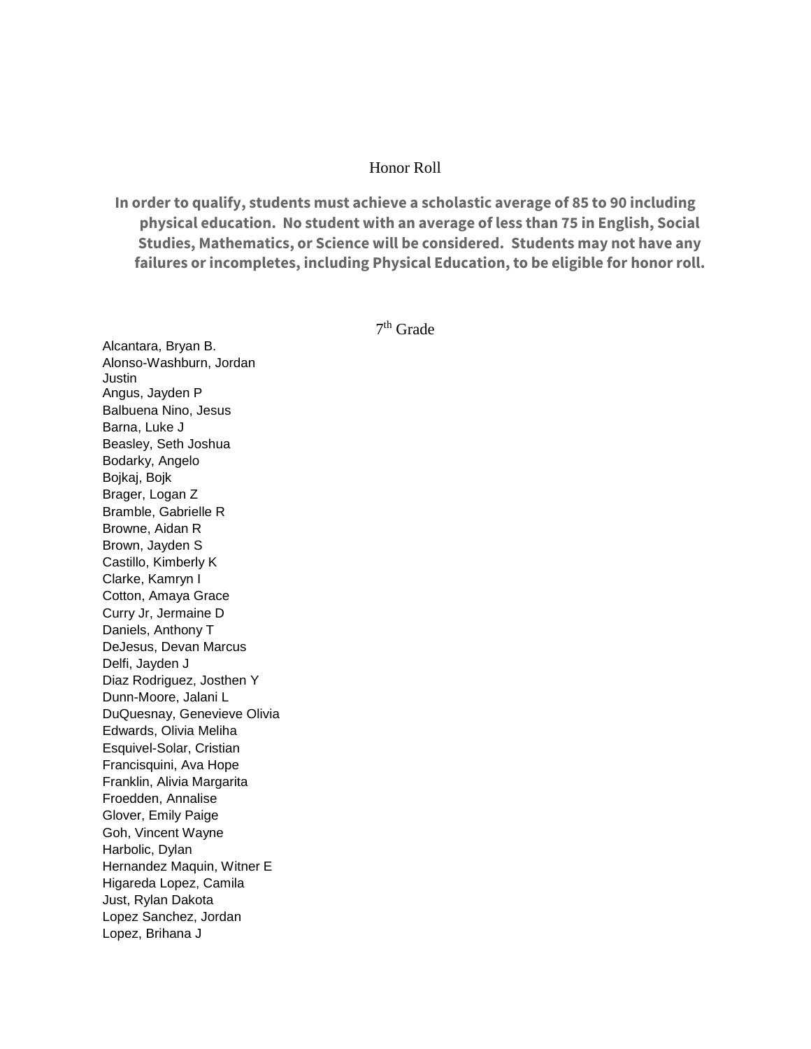# Honor Roll

**In order to qualify, students must achieve a scholastic average of 85 to 90 including physical education. No student with an average of less than 75 in English, Social Studies, Mathematics, or Science will be considered. Students may not have any failures or incompletes, including Physical Education, to be eligible for honor roll.**

## 7th Grade

Alcantara, Bryan B.
Alonso-Washburn, Jordan Justin
Angus, Jayden P
Balbuena Nino, Jesus
Barna, Luke J
Beasley, Seth Joshua
Bodarky, Angelo
Bojkaj, Bojk
Brager, Logan Z
Bramble, Gabrielle R
Browne, Aidan R
Brown, Jayden S
Castillo, Kimberly K
Clarke, Kamryn I
Cotton, Amaya Grace
Curry Jr, Jermaine D
Daniels, Anthony T
DeJesus, Devan Marcus
Delfi, Jayden J
Diaz Rodriguez, Josthen Y
Dunn-Moore, Jalani L
DuQuesnay, Genevieve Olivia
Edwards, Olivia Meliha
Esquivel-Solar, Cristian
Francisquini, Ava Hope
Franklin, Alivia Margarita
Froedden, Annalise
Glover, Emily Paige
Goh, Vincent Wayne
Harbolic, Dylan
Hernandez Maquin, Witner E
Higareda Lopez, Camila
Just, Rylan Dakota
Lopez Sanchez, Jordan
Lopez, Brihana J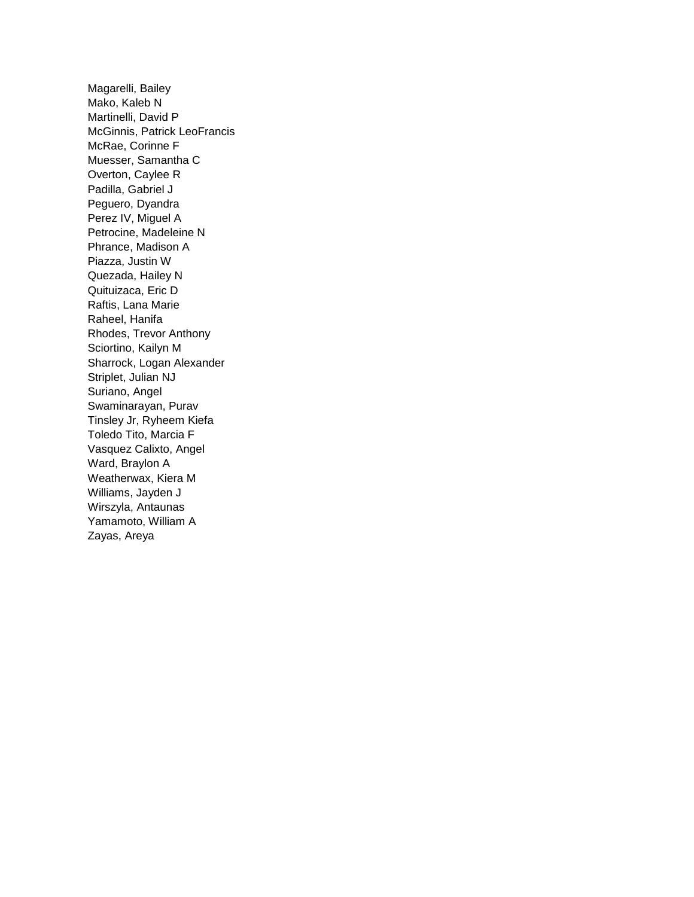Magarelli, Bailey
Mako, Kaleb N
Martinelli, David P
McGinnis, Patrick LeoFrancis
McRae, Corinne F
Muesser, Samantha C
Overton, Caylee R
Padilla, Gabriel J
Peguero, Dyandra
Perez IV, Miguel A
Petrocine, Madeleine N
Phrance, Madison A
Piazza, Justin W
Quezada, Hailey N
Quituizaca, Eric D
Raftis, Lana Marie
Raheel, Hanifa
Rhodes, Trevor Anthony
Sciortino, Kailyn M
Sharrock, Logan Alexander
Striplet, Julian NJ
Suriano, Angel
Swaminarayan, Purav
Tinsley Jr, Ryheem Kiefa
Toledo Tito, Marcia F
Vasquez Calixto, Angel
Ward, Braylon A
Weatherwax, Kiera M
Williams, Jayden J
Wirszyla, Antaunas
Yamamoto, William A
Zayas, Areya